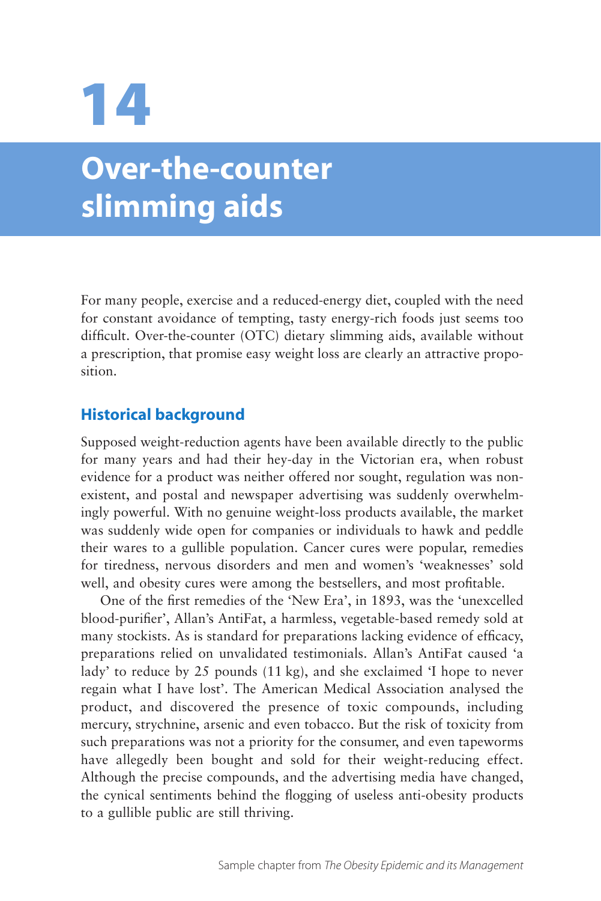# 14

# Over-the-counter slimming aids

For many people, exercise and a reduced-energy diet, coupled with the need for constant avoidance of tempting, tasty energy-rich foods just seems too difficult. Over-the-counter (OTC) dietary slimming aids, available without a prescription, that promise easy weight loss are clearly an attractive proposition.

## Historical background

Supposed weight-reduction agents have been available directly to the public for many years and had their hey-day in the Victorian era, when robust evidence for a product was neither offered nor sought, regulation was non-existent, and postal and newspaper advertising was suddenly overwhelmingly powerful. With no genuine weight-loss products available, the market was suddenly wide open for companies or individuals to hawk and peddle their wares to a gullible population. Cancer cures were popular, remedies for tiredness, nervous disorders and men and women's 'weaknesses' sold well, and obesity cures were among the bestsellers, and most profitable.

One of the first remedies of the 'New Era', in 1893, was the 'unexcelled blood-purifier', Allan's AntiFat, a harmless, vegetable-based remedy sold at many stockists. As is standard for preparations lacking evidence of efficacy, preparations relied on unvalidated testimonials. Allan's AntiFat caused 'a lady' to reduce by 25 pounds (11 kg), and she exclaimed 'I hope to never regain what I have lost'. The American Medical Association analysed the product, and discovered the presence of toxic compounds, including mercury, strychnine, arsenic and even tobacco. But the risk of toxicity from such preparations was not a priority for the consumer, and even tapeworms have allegedly been bought and sold for their weight-reducing effect. Although the precise compounds, and the advertising media have changed, the cynical sentiments behind the flogging of useless anti-obesity products to a gullible public are still thriving.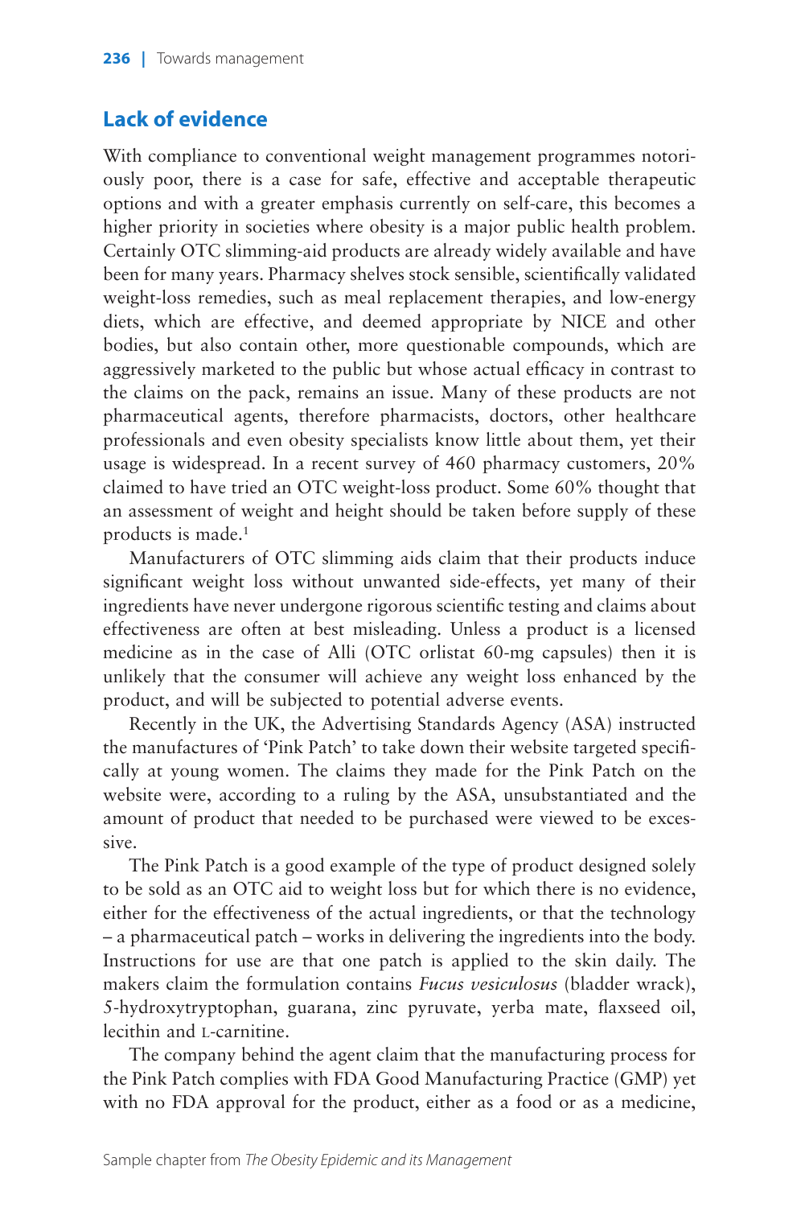## Lack of evidence

With compliance to conventional weight management programmes notoriously poor, there is a case for safe, effective and acceptable therapeutic options and with a greater emphasis currently on self-care, this becomes a higher priority in societies where obesity is a major public health problem. Certainly OTC slimming-aid products are already widely available and have been for many years. Pharmacy shelves stock sensible, scientifically validated weight-loss remedies, such as meal replacement therapies, and low-energy diets, which are effective, and deemed appropriate by NICE and other bodies, but also contain other, more questionable compounds, which are aggressively marketed to the public but whose actual efficacy in contrast to the claims on the pack, remains an issue. Many of these products are not pharmaceutical agents, therefore pharmacists, doctors, other healthcare professionals and even obesity specialists know little about them, yet their usage is widespread. In a recent survey of 460 pharmacy customers, 20% claimed to have tried an OTC weight-loss product. Some 60% thought that an assessment of weight and height should be taken before supply of these products is made.[1]

Manufacturers of OTC slimming aids claim that their products induce significant weight loss without unwanted side-effects, yet many of their ingredients have never undergone rigorous scientific testing and claims about effectiveness are often at best misleading. Unless a product is a licensed medicine as in the case of Alli (OTC orlistat 60-mg capsules) then it is unlikely that the consumer will achieve any weight loss enhanced by the product, and will be subjected to potential adverse events.

Recently in the UK, the Advertising Standards Agency (ASA) instructed the manufactures of 'Pink Patch' to take down their website targeted specifically at young women. The claims they made for the Pink Patch on the website were, according to a ruling by the ASA, unsubstantiated and the amount of product that needed to be purchased were viewed to be excessive.

The Pink Patch is a good example of the type of product designed solely to be sold as an OTC aid to weight loss but for which there is no evidence, either for the effectiveness of the actual ingredients, or that the technology – a pharmaceutical patch – works in delivering the ingredients into the body. Instructions for use are that one patch is applied to the skin daily. The makers claim the formulation contains *Fucus vesiculosus* (bladder wrack), 5-hydroxytryptophan, guarana, zinc pyruvate, yerba mate, flaxseed oil, lecithin and L-carnitine.

The company behind the agent claim that the manufacturing process for the Pink Patch complies with FDA Good Manufacturing Practice (GMP) yet with no FDA approval for the product, either as a food or as a medicine,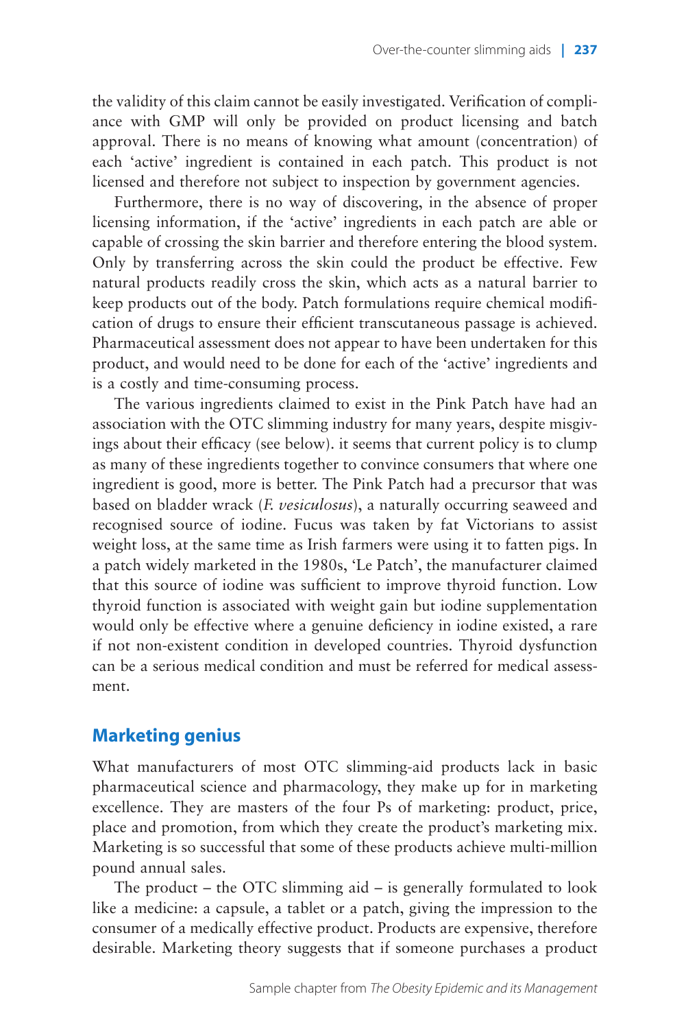the validity of this claim cannot be easily investigated. Verification of compliance with GMP will only be provided on product licensing and batch approval. There is no means of knowing what amount (concentration) of each 'active' ingredient is contained in each patch. This product is not licensed and therefore not subject to inspection by government agencies.

Furthermore, there is no way of discovering, in the absence of proper licensing information, if the 'active' ingredients in each patch are able or capable of crossing the skin barrier and therefore entering the blood system. Only by transferring across the skin could the product be effective. Few natural products readily cross the skin, which acts as a natural barrier to keep products out of the body. Patch formulations require chemical modification of drugs to ensure their efficient transcutaneous passage is achieved. Pharmaceutical assessment does not appear to have been undertaken for this product, and would need to be done for each of the 'active' ingredients and is a costly and time-consuming process.

The various ingredients claimed to exist in the Pink Patch have had an association with the OTC slimming industry for many years, despite misgivings about their efficacy (see below). it seems that current policy is to clump as many of these ingredients together to convince consumers that where one ingredient is good, more is better. The Pink Patch had a precursor that was based on bladder wrack (*F. vesiculosus*), a naturally occurring seaweed and recognised source of iodine. Fucus was taken by fat Victorians to assist weight loss, at the same time as Irish farmers were using it to fatten pigs. In a patch widely marketed in the 1980s, 'Le Patch', the manufacturer claimed that this source of iodine was sufficient to improve thyroid function. Low thyroid function is associated with weight gain but iodine supplementation would only be effective where a genuine deficiency in iodine existed, a rare if not non-existent condition in developed countries. Thyroid dysfunction can be a serious medical condition and must be referred for medical assessment.

## Marketing genius

What manufacturers of most OTC slimming-aid products lack in basic pharmaceutical science and pharmacology, they make up for in marketing excellence. They are masters of the four Ps of marketing: product, price, place and promotion, from which they create the product's marketing mix. Marketing is so successful that some of these products achieve multi-million pound annual sales.

The product – the OTC slimming aid – is generally formulated to look like a medicine: a capsule, a tablet or a patch, giving the impression to the consumer of a medically effective product. Products are expensive, therefore desirable. Marketing theory suggests that if someone purchases a product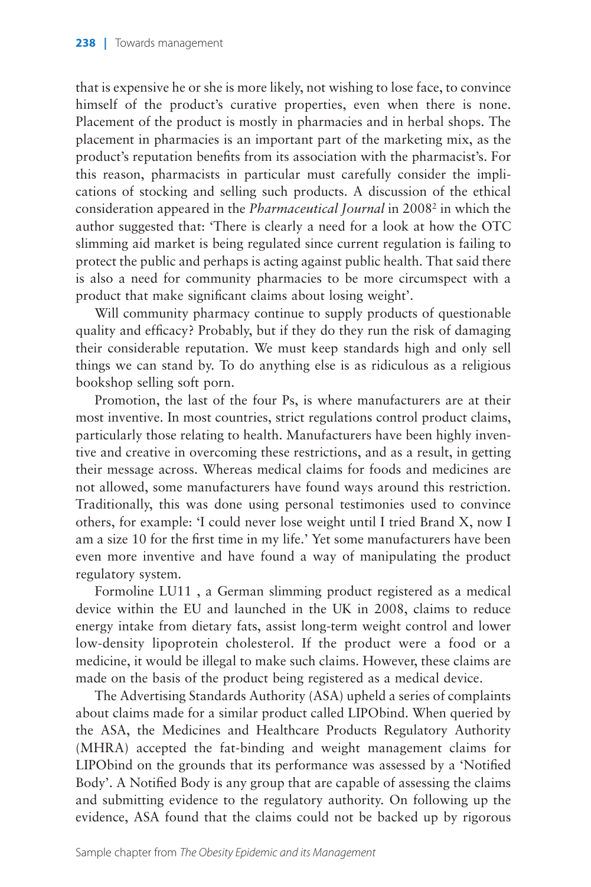that is expensive he or she is more likely, not wishing to lose face, to convince himself of the product's curative properties, even when there is none. Placement of the product is mostly in pharmacies and in herbal shops. The placement in pharmacies is an important part of the marketing mix, as the product's reputation benefits from its association with the pharmacist's. For this reason, pharmacists in particular must carefully consider the implications of stocking and selling such products. A discussion of the ethical consideration appeared in the *Pharmaceutical Journal* in 2008[2] in which the author suggested that: 'There is clearly a need for a look at how the OTC slimming aid market is being regulated since current regulation is failing to protect the public and perhaps is acting against public health. That said there is also a need for community pharmacies to be more circumspect with a product that make significant claims about losing weight'.

Will community pharmacy continue to supply products of questionable quality and efficacy? Probably, but if they do they run the risk of damaging their considerable reputation. We must keep standards high and only sell things we can stand by. To do anything else is as ridiculous as a religious bookshop selling soft porn.

Promotion, the last of the four Ps, is where manufacturers are at their most inventive. In most countries, strict regulations control product claims, particularly those relating to health. Manufacturers have been highly inventive and creative in overcoming these restrictions, and as a result, in getting their message across. Whereas medical claims for foods and medicines are not allowed, some manufacturers have found ways around this restriction. Traditionally, this was done using personal testimonies used to convince others, for example: 'I could never lose weight until I tried Brand X, now I am a size 10 for the first time in my life.' Yet some manufacturers have been even more inventive and have found a way of manipulating the product regulatory system.

Formoline LU11 , a German slimming product registered as a medical device within the EU and launched in the UK in 2008, claims to reduce energy intake from dietary fats, assist long-term weight control and lower low-density lipoprotein cholesterol. If the product were a food or a medicine, it would be illegal to make such claims. However, these claims are made on the basis of the product being registered as a medical device.

The Advertising Standards Authority (ASA) upheld a series of complaints about claims made for a similar product called LIPObind. When queried by the ASA, the Medicines and Healthcare Products Regulatory Authority (MHRA) accepted the fat-binding and weight management claims for LIPObind on the grounds that its performance was assessed by a 'Notified Body'. A Notified Body is any group that are capable of assessing the claims and submitting evidence to the regulatory authority. On following up the evidence, ASA found that the claims could not be backed up by rigorous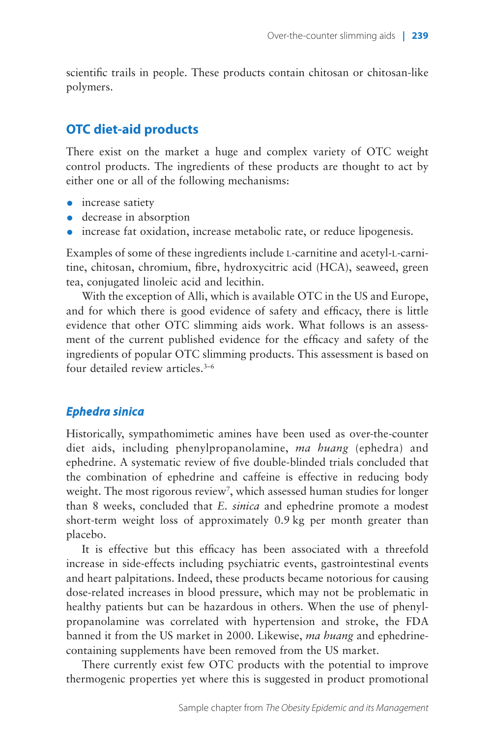scientific trails in people. These products contain chitosan or chitosan-like polymers.

## OTC diet-aid products

There exist on the market a huge and complex variety of OTC weight control products. The ingredients of these products are thought to act by either one or all of the following mechanisms:

- increase satiety
- decrease in absorption
- increase fat oxidation, increase metabolic rate, or reduce lipogenesis.

Examples of some of these ingredients include L-carnitine and acetyl-L-carnitine, chitosan, chromium, fibre, hydroxycitric acid (HCA), seaweed, green tea, conjugated linoleic acid and lecithin.

With the exception of Alli, which is available OTC in the US and Europe, and for which there is good evidence of safety and efficacy, there is little evidence that other OTC slimming aids work. What follows is an assessment of the current published evidence for the efficacy and safety of the ingredients of popular OTC slimming products. This assessment is based on four detailed review articles.[3–6]

### *Ephedra sinica*

Historically, sympathomimetic amines have been used as over-the-counter diet aids, including phenylpropanolamine, *ma huang* (ephedra) and ephedrine. A systematic review of five double-blinded trials concluded that the combination of ephedrine and caffeine is effective in reducing body weight. The most rigorous review[7], which assessed human studies for longer than 8 weeks, concluded that *E. sinica* and ephedrine promote a modest short-term weight loss of approximately 0.9 kg per month greater than placebo.

It is effective but this efficacy has been associated with a threefold increase in side-effects including psychiatric events, gastrointestinal events and heart palpitations. Indeed, these products became notorious for causing dose-related increases in blood pressure, which may not be problematic in healthy patients but can be hazardous in others. When the use of phenylpropanolamine was correlated with hypertension and stroke, the FDA banned it from the US market in 2000. Likewise, *ma huang* and ephedrine-containing supplements have been removed from the US market.

There currently exist few OTC products with the potential to improve thermogenic properties yet where this is suggested in product promotional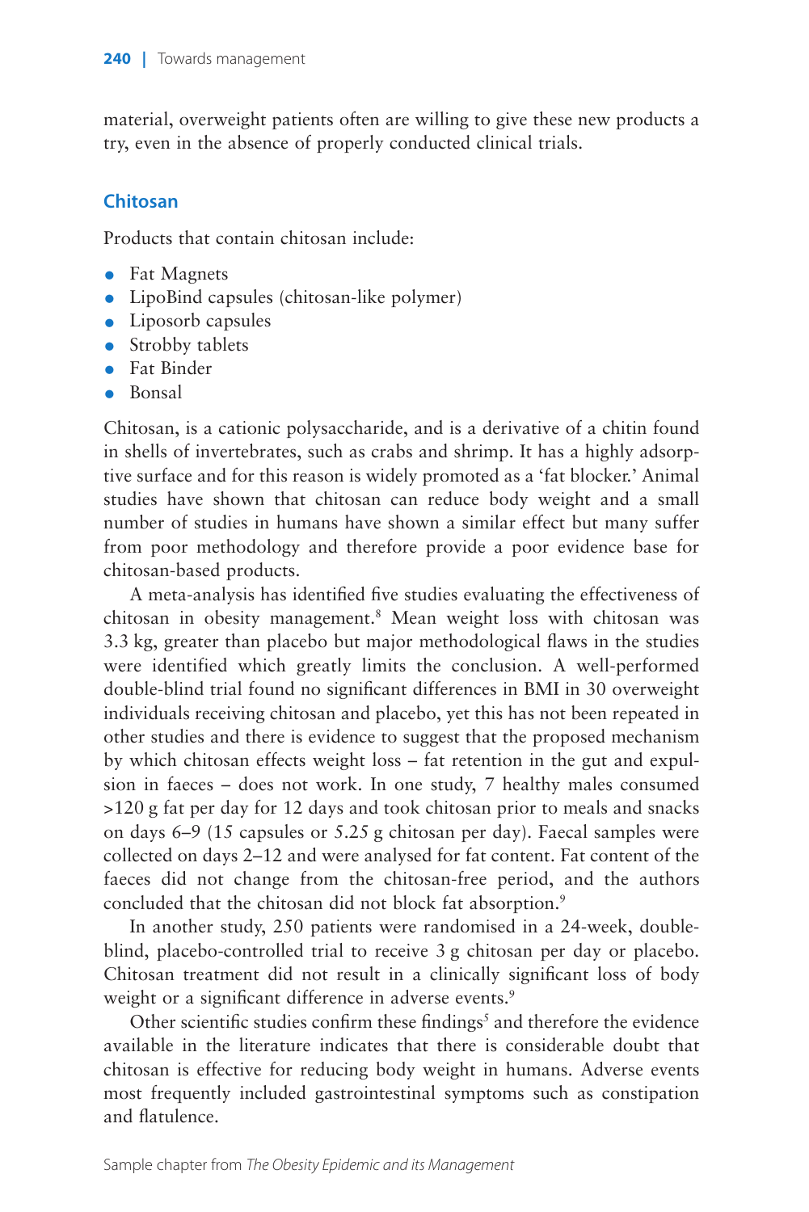material, overweight patients often are willing to give these new products a try, even in the absence of properly conducted clinical trials.

## Chitosan

Products that contain chitosan include:

- Fat Magnets
- LipoBind capsules (chitosan-like polymer)
- Liposorb capsules
- Strobby tablets
- Fat Binder
- Bonsal

Chitosan, is a cationic polysaccharide, and is a derivative of a chitin found in shells of invertebrates, such as crabs and shrimp. It has a highly adsorptive surface and for this reason is widely promoted as a 'fat blocker.' Animal studies have shown that chitosan can reduce body weight and a small number of studies in humans have shown a similar effect but many suffer from poor methodology and therefore provide a poor evidence base for chitosan-based products.

A meta-analysis has identified five studies evaluating the effectiveness of chitosan in obesity management.[8] Mean weight loss with chitosan was 3.3 kg, greater than placebo but major methodological flaws in the studies were identified which greatly limits the conclusion. A well-performed double-blind trial found no significant differences in BMI in 30 overweight individuals receiving chitosan and placebo, yet this has not been repeated in other studies and there is evidence to suggest that the proposed mechanism by which chitosan effects weight loss – fat retention in the gut and expulsion in faeces – does not work. In one study, 7 healthy males consumed >120 g fat per day for 12 days and took chitosan prior to meals and snacks on days 6–9 (15 capsules or 5.25 g chitosan per day). Faecal samples were collected on days 2–12 and were analysed for fat content. Fat content of the faeces did not change from the chitosan-free period, and the authors concluded that the chitosan did not block fat absorption.[9]

In another study, 250 patients were randomised in a 24-week, double-blind, placebo-controlled trial to receive 3 g chitosan per day or placebo. Chitosan treatment did not result in a clinically significant loss of body weight or a significant difference in adverse events.[9]

Other scientific studies confirm these findings[5] and therefore the evidence available in the literature indicates that there is considerable doubt that chitosan is effective for reducing body weight in humans. Adverse events most frequently included gastrointestinal symptoms such as constipation and flatulence.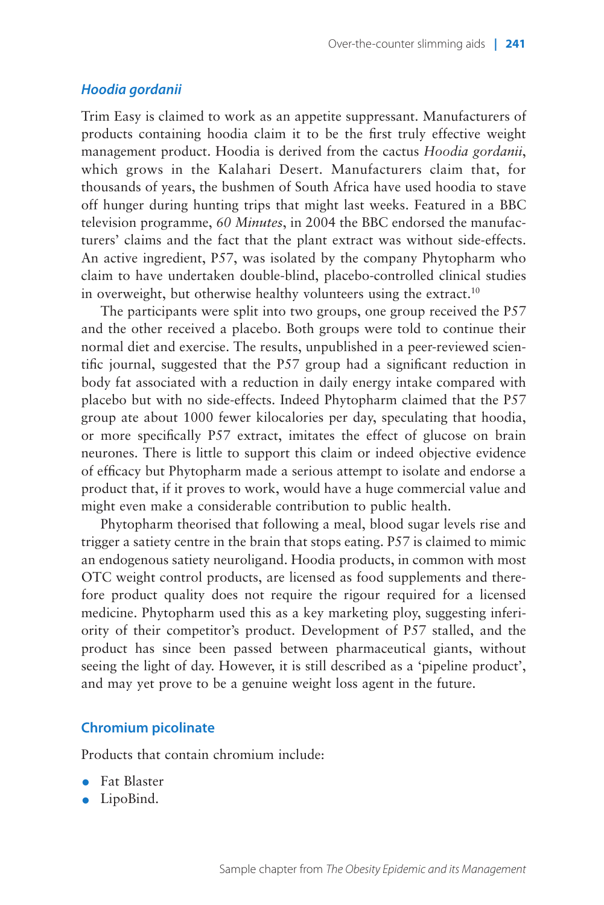### *Hoodia gordanii*

Trim Easy is claimed to work as an appetite suppressant. Manufacturers of products containing hoodia claim it to be the first truly effective weight management product. Hoodia is derived from the cactus *Hoodia gordanii*, which grows in the Kalahari Desert. Manufacturers claim that, for thousands of years, the bushmen of South Africa have used hoodia to stave off hunger during hunting trips that might last weeks. Featured in a BBC television programme, *60 Minutes*, in 2004 the BBC endorsed the manufacturers' claims and the fact that the plant extract was without side-effects. An active ingredient, P57, was isolated by the company Phytopharm who claim to have undertaken double-blind, placebo-controlled clinical studies in overweight, but otherwise healthy volunteers using the extract.[10]

The participants were split into two groups, one group received the P57 and the other received a placebo. Both groups were told to continue their normal diet and exercise. The results, unpublished in a peer-reviewed scientific journal, suggested that the P57 group had a significant reduction in body fat associated with a reduction in daily energy intake compared with placebo but with no side-effects. Indeed Phytopharm claimed that the P57 group ate about 1000 fewer kilocalories per day, speculating that hoodia, or more specifically P57 extract, imitates the effect of glucose on brain neurones. There is little to support this claim or indeed objective evidence of efficacy but Phytopharm made a serious attempt to isolate and endorse a product that, if it proves to work, would have a huge commercial value and might even make a considerable contribution to public health.

Phytopharm theorised that following a meal, blood sugar levels rise and trigger a satiety centre in the brain that stops eating. P57 is claimed to mimic an endogenous satiety neuroligand. Hoodia products, in common with most OTC weight control products, are licensed as food supplements and therefore product quality does not require the rigour required for a licensed medicine. Phytopharm used this as a key marketing ploy, suggesting inferiority of their competitor's product. Development of P57 stalled, and the product has since been passed between pharmaceutical giants, without seeing the light of day. However, it is still described as a 'pipeline product', and may yet prove to be a genuine weight loss agent in the future.

### Chromium picolinate

Products that contain chromium include:

- Fat Blaster
- LipoBind.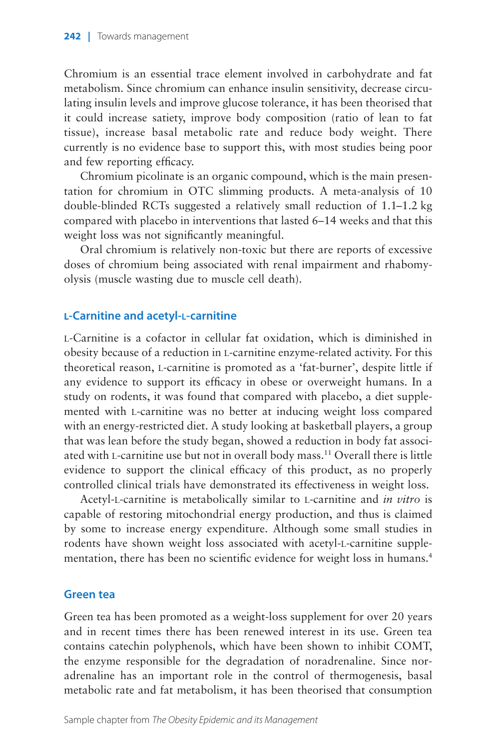Chromium is an essential trace element involved in carbohydrate and fat metabolism. Since chromium can enhance insulin sensitivity, decrease circulating insulin levels and improve glucose tolerance, it has been theorised that it could increase satiety, improve body composition (ratio of lean to fat tissue), increase basal metabolic rate and reduce body weight. There currently is no evidence base to support this, with most studies being poor and few reporting efficacy.

Chromium picolinate is an organic compound, which is the main presentation for chromium in OTC slimming products. A meta-analysis of 10 double-blinded RCTs suggested a relatively small reduction of 1.1–1.2 kg compared with placebo in interventions that lasted 6–14 weeks and that this weight loss was not significantly meaningful.

Oral chromium is relatively non-toxic but there are reports of excessive doses of chromium being associated with renal impairment and rhabdomyolysis (muscle wasting due to muscle cell death).

## L-Carnitine and acetyl-L-carnitine

L-Carnitine is a cofactor in cellular fat oxidation, which is diminished in obesity because of a reduction in L-carnitine enzyme-related activity. For this theoretical reason, L-carnitine is promoted as a 'fat-burner', despite little if any evidence to support its efficacy in obese or overweight humans. In a study on rodents, it was found that compared with placebo, a diet supplemented with L-carnitine was no better at inducing weight loss compared with an energy-restricted diet. A study looking at basketball players, a group that was lean before the study began, showed a reduction in body fat associated with L-carnitine use but not in overall body mass.[11] Overall there is little evidence to support the clinical efficacy of this product, as no properly controlled clinical trials have demonstrated its effectiveness in weight loss.

Acetyl-L-carnitine is metabolically similar to L-carnitine and *in vitro* is capable of restoring mitochondrial energy production, and thus is claimed by some to increase energy expenditure. Although some small studies in rodents have shown weight loss associated with acetyl-L-carnitine supplementation, there has been no scientific evidence for weight loss in humans.[4]

## Green tea

Green tea has been promoted as a weight-loss supplement for over 20 years and in recent times there has been renewed interest in its use. Green tea contains catechin polyphenols, which have been shown to inhibit COMT, the enzyme responsible for the degradation of noradrenaline. Since noradrenaline has an important role in the control of thermogenesis, basal metabolic rate and fat metabolism, it has been theorised that consumption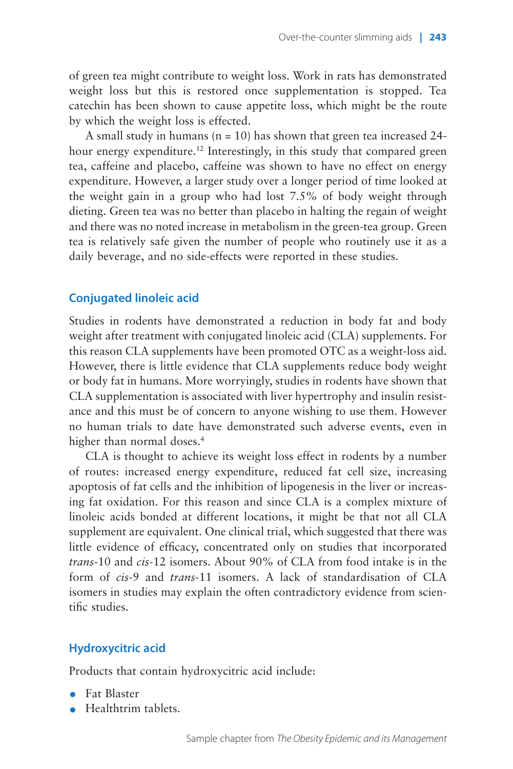of green tea might contribute to weight loss. Work in rats has demonstrated weight loss but this is restored once supplementation is stopped. Tea catechin has been shown to cause appetite loss, which might be the route by which the weight loss is effected.

A small study in humans (n = 10) has shown that green tea increased 24-hour energy expenditure.[12] Interestingly, in this study that compared green tea, caffeine and placebo, caffeine was shown to have no effect on energy expenditure. However, a larger study over a longer period of time looked at the weight gain in a group who had lost 7.5% of body weight through dieting. Green tea was no better than placebo in halting the regain of weight and there was no noted increase in metabolism in the green-tea group. Green tea is relatively safe given the number of people who routinely use it as a daily beverage, and no side-effects were reported in these studies.

## Conjugated linoleic acid

Studies in rodents have demonstrated a reduction in body fat and body weight after treatment with conjugated linoleic acid (CLA) supplements. For this reason CLA supplements have been promoted OTC as a weight-loss aid. However, there is little evidence that CLA supplements reduce body weight or body fat in humans. More worryingly, studies in rodents have shown that CLA supplementation is associated with liver hypertrophy and insulin resistance and this must be of concern to anyone wishing to use them. However no human trials to date have demonstrated such adverse events, even in higher than normal doses.[4]

CLA is thought to achieve its weight loss effect in rodents by a number of routes: increased energy expenditure, reduced fat cell size, increasing apoptosis of fat cells and the inhibition of lipogenesis in the liver or increasing fat oxidation. For this reason and since CLA is a complex mixture of linoleic acids bonded at different locations, it might be that not all CLA supplement are equivalent. One clinical trial, which suggested that there was little evidence of efficacy, concentrated only on studies that incorporated *trans*-10 and *cis*-12 isomers. About 90% of CLA from food intake is in the form of *cis*-9 and *trans*-11 isomers. A lack of standardisation of CLA isomers in studies may explain the often contradictory evidence from scientific studies.

## Hydroxycitric acid

Products that contain hydroxycitric acid include:

- Fat Blaster
- Healthtrim tablets.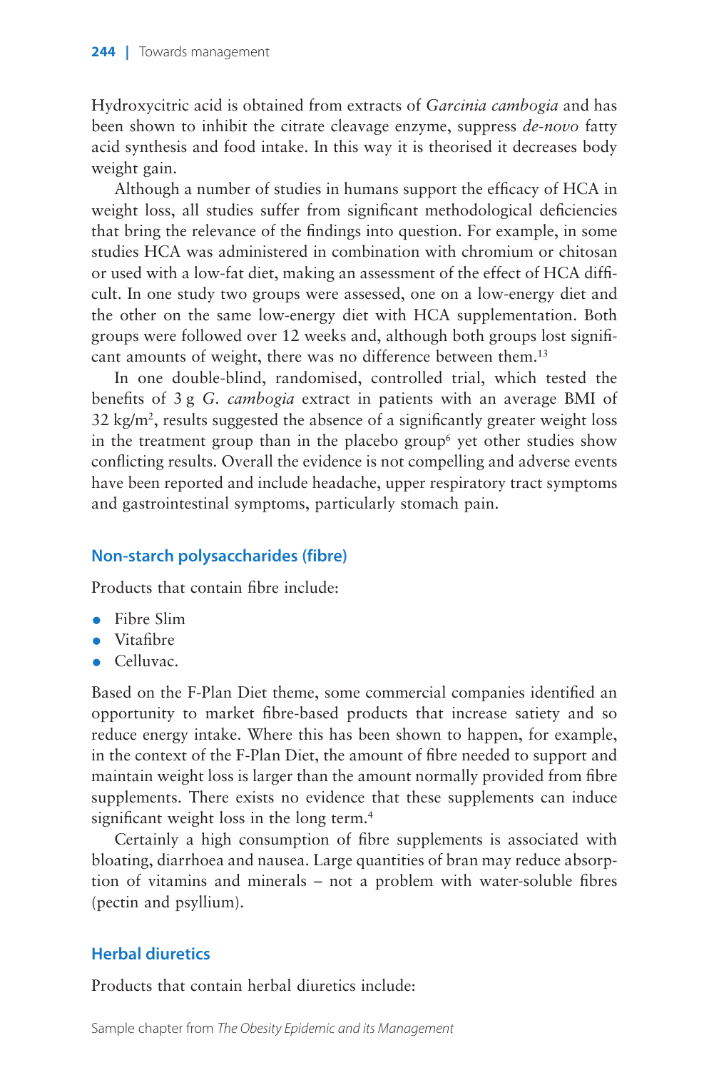Hydroxycitric acid is obtained from extracts of *Garcinia cambogia* and has been shown to inhibit the citrate cleavage enzyme, suppress *de-novo* fatty acid synthesis and food intake. In this way it is theorised it decreases body weight gain.

Although a number of studies in humans support the efficacy of HCA in weight loss, all studies suffer from significant methodological deficiencies that bring the relevance of the findings into question. For example, in some studies HCA was administered in combination with chromium or chitosan or used with a low-fat diet, making an assessment of the effect of HCA difficult. In one study two groups were assessed, one on a low-energy diet and the other on the same low-energy diet with HCA supplementation. Both groups were followed over 12 weeks and, although both groups lost significant amounts of weight, there was no difference between them.[13]

In one double-blind, randomised, controlled trial, which tested the benefits of 3 g *G. cambogia* extract in patients with an average BMI of 32 kg/m$^2$, results suggested the absence of a significantly greater weight loss in the treatment group than in the placebo group[6] yet other studies show conflicting results. Overall the evidence is not compelling and adverse events have been reported and include headache, upper respiratory tract symptoms and gastrointestinal symptoms, particularly stomach pain.

## Non-starch polysaccharides (fibre)

Products that contain fibre include:

- Fibre Slim
- Vitafibre
- Celluvac.

Based on the F-Plan Diet theme, some commercial companies identified an opportunity to market fibre-based products that increase satiety and so reduce energy intake. Where this has been shown to happen, for example, in the context of the F-Plan Diet, the amount of fibre needed to support and maintain weight loss is larger than the amount normally provided from fibre supplements. There exists no evidence that these supplements can induce significant weight loss in the long term.[4]

Certainly a high consumption of fibre supplements is associated with bloating, diarrhoea and nausea. Large quantities of bran may reduce absorption of vitamins and minerals – not a problem with water-soluble fibres (pectin and psyllium).

## Herbal diuretics

Products that contain herbal diuretics include: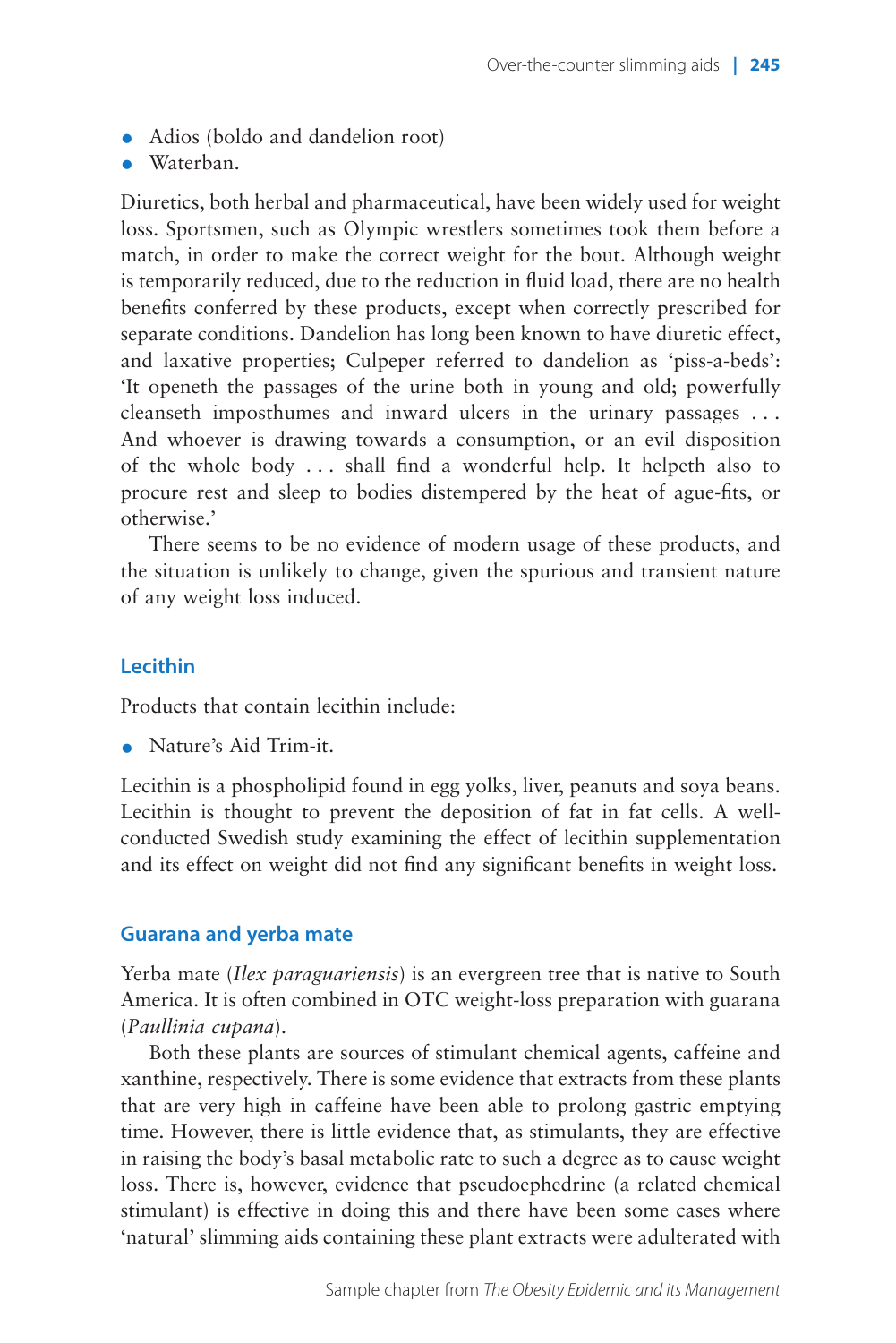- Adios (boldo and dandelion root)
- Waterban.

Diuretics, both herbal and pharmaceutical, have been widely used for weight loss. Sportsmen, such as Olympic wrestlers sometimes took them before a match, in order to make the correct weight for the bout. Although weight is temporarily reduced, due to the reduction in fluid load, there are no health benefits conferred by these products, except when correctly prescribed for separate conditions. Dandelion has long been known to have diuretic effect, and laxative properties; Culpeper referred to dandelion as 'piss-a-beds': 'It openeth the passages of the urine both in young and old; powerfully cleanseth imposthumes and inward ulcers in the urinary passages . . . And whoever is drawing towards a consumption, or an evil disposition of the whole body . . . shall find a wonderful help. It helpeth also to procure rest and sleep to bodies distempered by the heat of ague-fits, or otherwise.'

There seems to be no evidence of modern usage of these products, and the situation is unlikely to change, given the spurious and transient nature of any weight loss induced.

## Lecithin

Products that contain lecithin include:

- Nature's Aid Trim-it.

Lecithin is a phospholipid found in egg yolks, liver, peanuts and soya beans. Lecithin is thought to prevent the deposition of fat in fat cells. A well-conducted Swedish study examining the effect of lecithin supplementation and its effect on weight did not find any significant benefits in weight loss.

## Guarana and yerba mate

Yerba mate (*Ilex paraguariensis*) is an evergreen tree that is native to South America. It is often combined in OTC weight-loss preparation with guarana (*Paullinia cupana*).

Both these plants are sources of stimulant chemical agents, caffeine and xanthine, respectively. There is some evidence that extracts from these plants that are very high in caffeine have been able to prolong gastric emptying time. However, there is little evidence that, as stimulants, they are effective in raising the body's basal metabolic rate to such a degree as to cause weight loss. There is, however, evidence that pseudoephedrine (a related chemical stimulant) is effective in doing this and there have been some cases where 'natural' slimming aids containing these plant extracts were adulterated with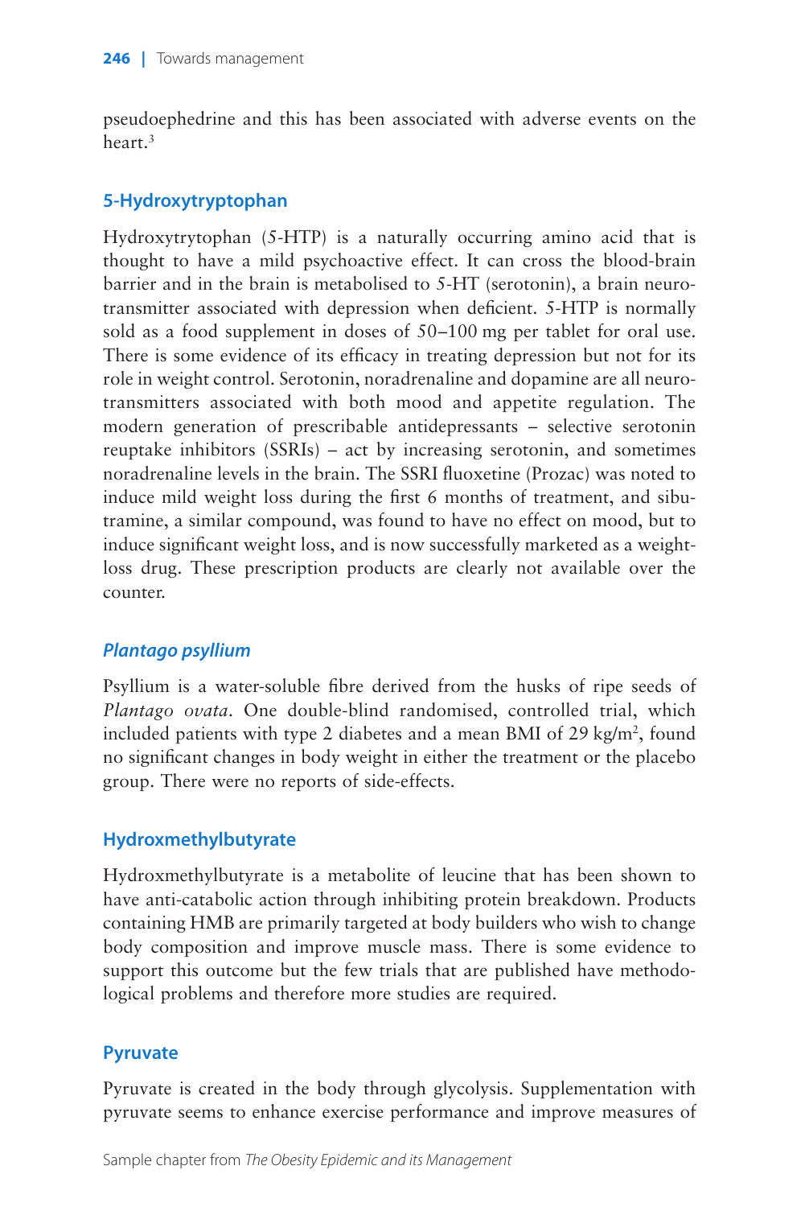pseudoephedrine and this has been associated with adverse events on the heart.[3]

## 5-Hydroxytryptophan

Hydroxytrytophan (5-HTP) is a naturally occurring amino acid that is thought to have a mild psychoactive effect. It can cross the blood-brain barrier and in the brain is metabolised to 5-HT (serotonin), a brain neurotransmitter associated with depression when deficient. 5-HTP is normally sold as a food supplement in doses of 50–100 mg per tablet for oral use. There is some evidence of its efficacy in treating depression but not for its role in weight control. Serotonin, noradrenaline and dopamine are all neurotransmitters associated with both mood and appetite regulation. The modern generation of prescribable antidepressants – selective serotonin reuptake inhibitors (SSRIs) – act by increasing serotonin, and sometimes noradrenaline levels in the brain. The SSRI fluoxetine (Prozac) was noted to induce mild weight loss during the first 6 months of treatment, and sibutramine, a similar compound, was found to have no effect on mood, but to induce significant weight loss, and is now successfully marketed as a weight-loss drug. These prescription products are clearly not available over the counter.

## *Plantago psyllium*

Psyllium is a water-soluble fibre derived from the husks of ripe seeds of *Plantago ovata*. One double-blind randomised, controlled trial, which included patients with type 2 diabetes and a mean BMI of 29 kg/m$^2$, found no significant changes in body weight in either the treatment or the placebo group. There were no reports of side-effects.

## Hydroxmethylbutyrate

Hydroxmethylbutyrate is a metabolite of leucine that has been shown to have anti-catabolic action through inhibiting protein breakdown. Products containing HMB are primarily targeted at body builders who wish to change body composition and improve muscle mass. There is some evidence to support this outcome but the few trials that are published have methodological problems and therefore more studies are required.

## Pyruvate

Pyruvate is created in the body through glycolysis. Supplementation with pyruvate seems to enhance exercise performance and improve measures of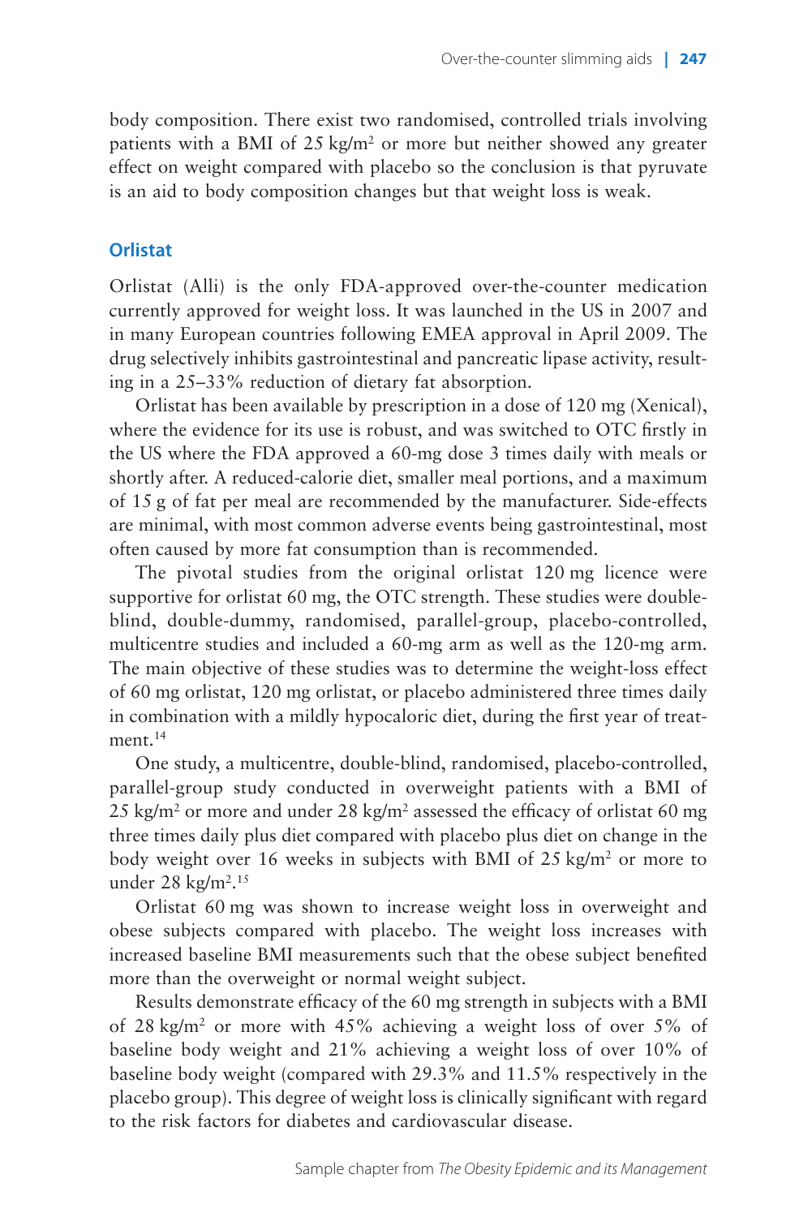body composition. There exist two randomised, controlled trials involving patients with a BMI of 25 kg/$m^2$ or more but neither showed any greater effect on weight compared with placebo so the conclusion is that pyruvate is an aid to body composition changes but that weight loss is weak.

## Orlistat

Orlistat (Alli) is the only FDA-approved over-the-counter medication currently approved for weight loss. It was launched in the US in 2007 and in many European countries following EMEA approval in April 2009. The drug selectively inhibits gastrointestinal and pancreatic lipase activity, resulting in a 25–33% reduction of dietary fat absorption.

Orlistat has been available by prescription in a dose of 120 mg (Xenical), where the evidence for its use is robust, and was switched to OTC firstly in the US where the FDA approved a 60-mg dose 3 times daily with meals or shortly after. A reduced-calorie diet, smaller meal portions, and a maximum of 15 g of fat per meal are recommended by the manufacturer. Side-effects are minimal, with most common adverse events being gastrointestinal, most often caused by more fat consumption than is recommended.

The pivotal studies from the original orlistat 120 mg licence were supportive for orlistat 60 mg, the OTC strength. These studies were double-blind, double-dummy, randomised, parallel-group, placebo-controlled, multicentre studies and included a 60-mg arm as well as the 120-mg arm. The main objective of these studies was to determine the weight-loss effect of 60 mg orlistat, 120 mg orlistat, or placebo administered three times daily in combination with a mildly hypocaloric diet, during the first year of treatment.[14]

One study, a multicentre, double-blind, randomised, placebo-controlled, parallel-group study conducted in overweight patients with a BMI of 25 kg/$m^2$ or more and under 28 kg/$m^2$ assessed the efficacy of orlistat 60 mg three times daily plus diet compared with placebo plus diet on change in the body weight over 16 weeks in subjects with BMI of 25 kg/$m^2$ or more to under 28 kg/$m^2$.[15]

Orlistat 60 mg was shown to increase weight loss in overweight and obese subjects compared with placebo. The weight loss increases with increased baseline BMI measurements such that the obese subject benefited more than the overweight or normal weight subject.

Results demonstrate efficacy of the 60 mg strength in subjects with a BMI of 28 kg/$m^2$ or more with 45% achieving a weight loss of over 5% of baseline body weight and 21% achieving a weight loss of over 10% of baseline body weight (compared with 29.3% and 11.5% respectively in the placebo group). This degree of weight loss is clinically significant with regard to the risk factors for diabetes and cardiovascular disease.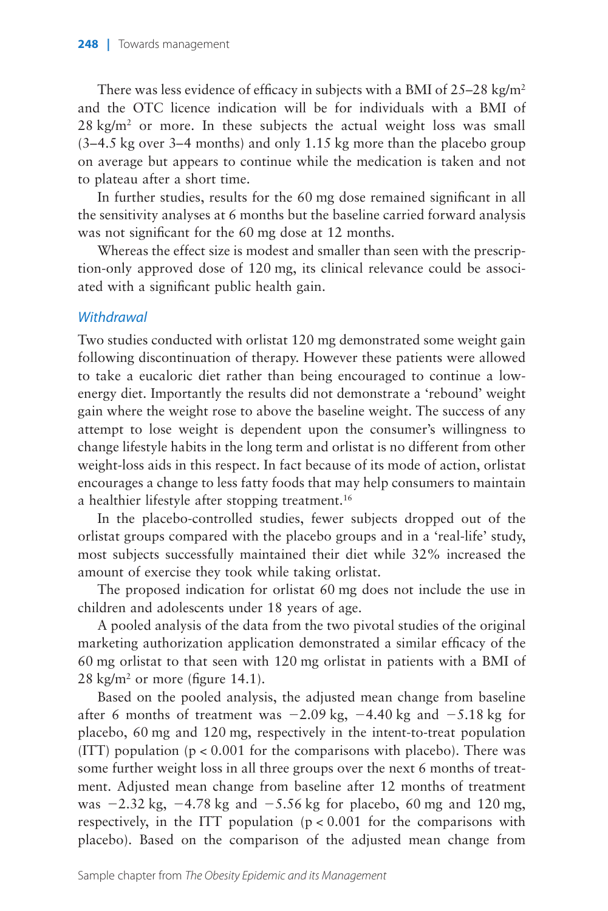There was less evidence of efficacy in subjects with a BMI of 25–28 kg/m$^2$ and the OTC licence indication will be for individuals with a BMI of 28 kg/m$^2$ or more. In these subjects the actual weight loss was small (3–4.5 kg over 3–4 months) and only 1.15 kg more than the placebo group on average but appears to continue while the medication is taken and not to plateau after a short time.

In further studies, results for the 60 mg dose remained significant in all the sensitivity analyses at 6 months but the baseline carried forward analysis was not significant for the 60 mg dose at 12 months.

Whereas the effect size is modest and smaller than seen with the prescription-only approved dose of 120 mg, its clinical relevance could be associated with a significant public health gain.

### *Withdrawal*

Two studies conducted with orlistat 120 mg demonstrated some weight gain following discontinuation of therapy. However these patients were allowed to take a eucaloric diet rather than being encouraged to continue a low-energy diet. Importantly the results did not demonstrate a 'rebound' weight gain where the weight rose to above the baseline weight. The success of any attempt to lose weight is dependent upon the consumer's willingness to change lifestyle habits in the long term and orlistat is no different from other weight-loss aids in this respect. In fact because of its mode of action, orlistat encourages a change to less fatty foods that may help consumers to maintain a healthier lifestyle after stopping treatment.[16]

In the placebo-controlled studies, fewer subjects dropped out of the orlistat groups compared with the placebo groups and in a 'real-life' study, most subjects successfully maintained their diet while 32% increased the amount of exercise they took while taking orlistat.

The proposed indication for orlistat 60 mg does not include the use in children and adolescents under 18 years of age.

A pooled analysis of the data from the two pivotal studies of the original marketing authorization application demonstrated a similar efficacy of the 60 mg orlistat to that seen with 120 mg orlistat in patients with a BMI of 28 kg/m$^2$ or more (figure 14.1).

Based on the pooled analysis, the adjusted mean change from baseline after 6 months of treatment was −2.09 kg, −4.40 kg and −5.18 kg for placebo, 60 mg and 120 mg, respectively in the intent-to-treat population (ITT) population ($p < 0.001$ for the comparisons with placebo). There was some further weight loss in all three groups over the next 6 months of treatment. Adjusted mean change from baseline after 12 months of treatment was −2.32 kg, −4.78 kg and −5.56 kg for placebo, 60 mg and 120 mg, respectively, in the ITT population ($p < 0.001$ for the comparisons with placebo). Based on the comparison of the adjusted mean change from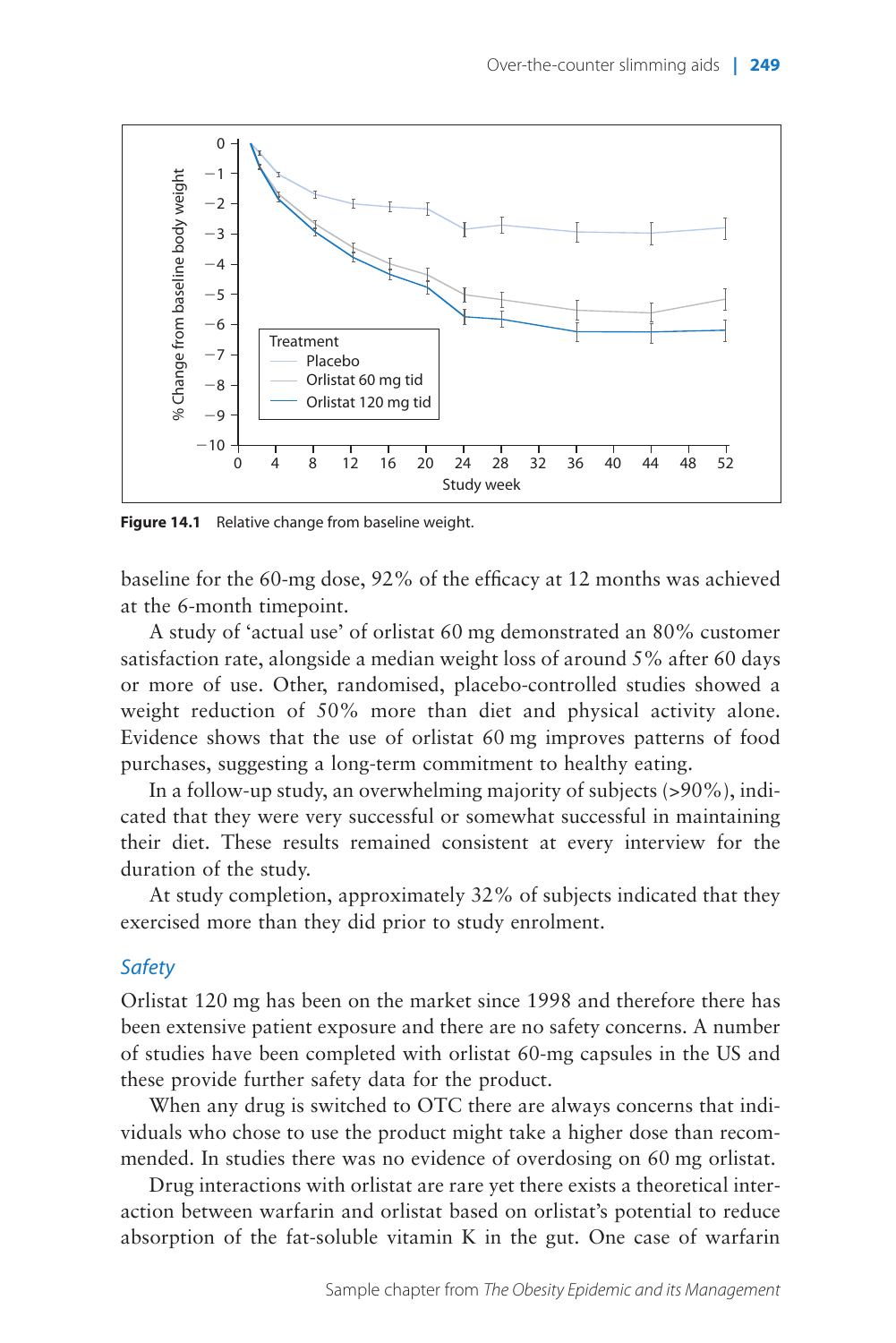**Figure 14.1** Relative change from baseline weight.

baseline for the 60-mg dose, 92% of the efficacy at 12 months was achieved at the 6-month timepoint.

A study of 'actual use' of orlistat 60 mg demonstrated an 80% customer satisfaction rate, alongside a median weight loss of around 5% after 60 days or more of use. Other, randomised, placebo-controlled studies showed a weight reduction of 50% more than diet and physical activity alone. Evidence shows that the use of orlistat 60 mg improves patterns of food purchases, suggesting a long-term commitment to healthy eating.

In a follow-up study, an overwhelming majority of subjects (>90%), indicated that they were very successful or somewhat successful in maintaining their diet. These results remained consistent at every interview for the duration of the study.

At study completion, approximately 32% of subjects indicated that they exercised more than they did prior to study enrolment.

### *Safety*

Orlistat 120 mg has been on the market since 1998 and therefore there has been extensive patient exposure and there are no safety concerns. A number of studies have been completed with orlistat 60-mg capsules in the US and these provide further safety data for the product.

When any drug is switched to OTC there are always concerns that individuals who chose to use the product might take a higher dose than recommended. In studies there was no evidence of overdosing on 60 mg orlistat.

Drug interactions with orlistat are rare yet there exists a theoretical interaction between warfarin and orlistat based on orlistat's potential to reduce absorption of the fat-soluble vitamin K in the gut. One case of warfarin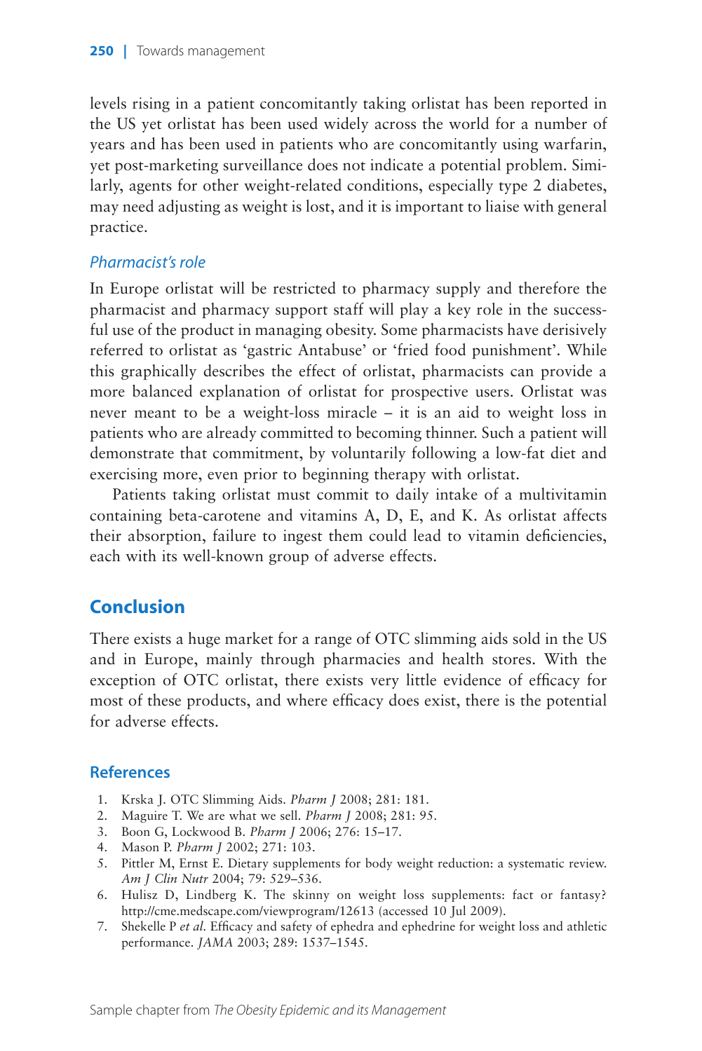levels rising in a patient concomitantly taking orlistat has been reported in the US yet orlistat has been used widely across the world for a number of years and has been used in patients who are concomitantly using warfarin, yet post-marketing surveillance does not indicate a potential problem. Similarly, agents for other weight-related conditions, especially type 2 diabetes, may need adjusting as weight is lost, and it is important to liaise with general practice.

### *Pharmacist's role*

In Europe orlistat will be restricted to pharmacy supply and therefore the pharmacist and pharmacy support staff will play a key role in the successful use of the product in managing obesity. Some pharmacists have derisively referred to orlistat as 'gastric Antabuse' or 'fried food punishment'. While this graphically describes the effect of orlistat, pharmacists can provide a more balanced explanation of orlistat for prospective users. Orlistat was never meant to be a weight-loss miracle – it is an aid to weight loss in patients who are already committed to becoming thinner. Such a patient will demonstrate that commitment, by voluntarily following a low-fat diet and exercising more, even prior to beginning therapy with orlistat.

Patients taking orlistat must commit to daily intake of a multivitamin containing beta-carotene and vitamins A, D, E, and K. As orlistat affects their absorption, failure to ingest them could lead to vitamin deficiencies, each with its well-known group of adverse effects.

## Conclusion

There exists a huge market for a range of OTC slimming aids sold in the US and in Europe, mainly through pharmacies and health stores. With the exception of OTC orlistat, there exists very little evidence of efficacy for most of these products, and where efficacy does exist, there is the potential for adverse effects.

## References

1. Krska J. OTC Slimming Aids. *Pharm J* 2008; 281: 181.
2. Maguire T. We are what we sell. *Pharm J* 2008; 281: 95.
3. Boon G, Lockwood B. *Pharm J* 2006; 276: 15–17.
4. Mason P. *Pharm J* 2002; 271: 103.
5. Pittler M, Ernst E. Dietary supplements for body weight reduction: a systematic review. *Am J Clin Nutr* 2004; 79: 529–536.
6. Hulisz D, Lindberg K. The skinny on weight loss supplements: fact or fantasy? http://cme.medscape.com/viewprogram/12613 (accessed 10 Jul 2009).
7. Shekelle P *et al*. Efficacy and safety of ephedra and ephedrine for weight loss and athletic performance. *JAMA* 2003; 289: 1537–1545.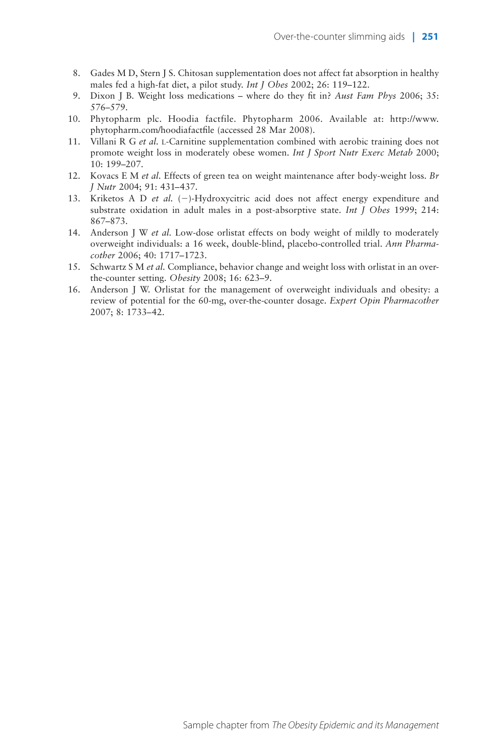8. Gades M D, Stern J S. Chitosan supplementation does not affect fat absorption in healthy males fed a high-fat diet, a pilot study. *Int J Obes* 2002; 26: 119–122.
9. Dixon J B. Weight loss medications – where do they fit in? *Aust Fam Phys* 2006; 35: 576–579.
10. Phytopharm plc. Hoodia factfile. Phytopharm 2006. Available at: http://www.phytopharm.com/hoodiafactfile (accessed 28 Mar 2008).
11. Villani R G *et al.* L-Carnitine supplementation combined with aerobic training does not promote weight loss in moderately obese women. *Int J Sport Nutr Exerc Metab* 2000; 10: 199–207.
12. Kovacs E M *et al.* Effects of green tea on weight maintenance after body-weight loss. *Br J Nutr* 2004; 91: 431–437.
13. Kriketos A D *et al.* (−)-Hydroxycitric acid does not affect energy expenditure and substrate oxidation in adult males in a post-absorptive state. *Int J Obes* 1999; 214: 867–873.
14. Anderson J W *et al.* Low-dose orlistat effects on body weight of mildly to moderately overweight individuals: a 16 week, double-blind, placebo-controlled trial. *Ann Pharmacother* 2006; 40: 1717–1723.
15. Schwartz S M *et al.* Compliance, behavior change and weight loss with orlistat in an over-the-counter setting. *Obesity* 2008; 16: 623–9.
16. Anderson J W. Orlistat for the management of overweight individuals and obesity: a review of potential for the 60-mg, over-the-counter dosage. *Expert Opin Pharmacother* 2007; 8: 1733–42.